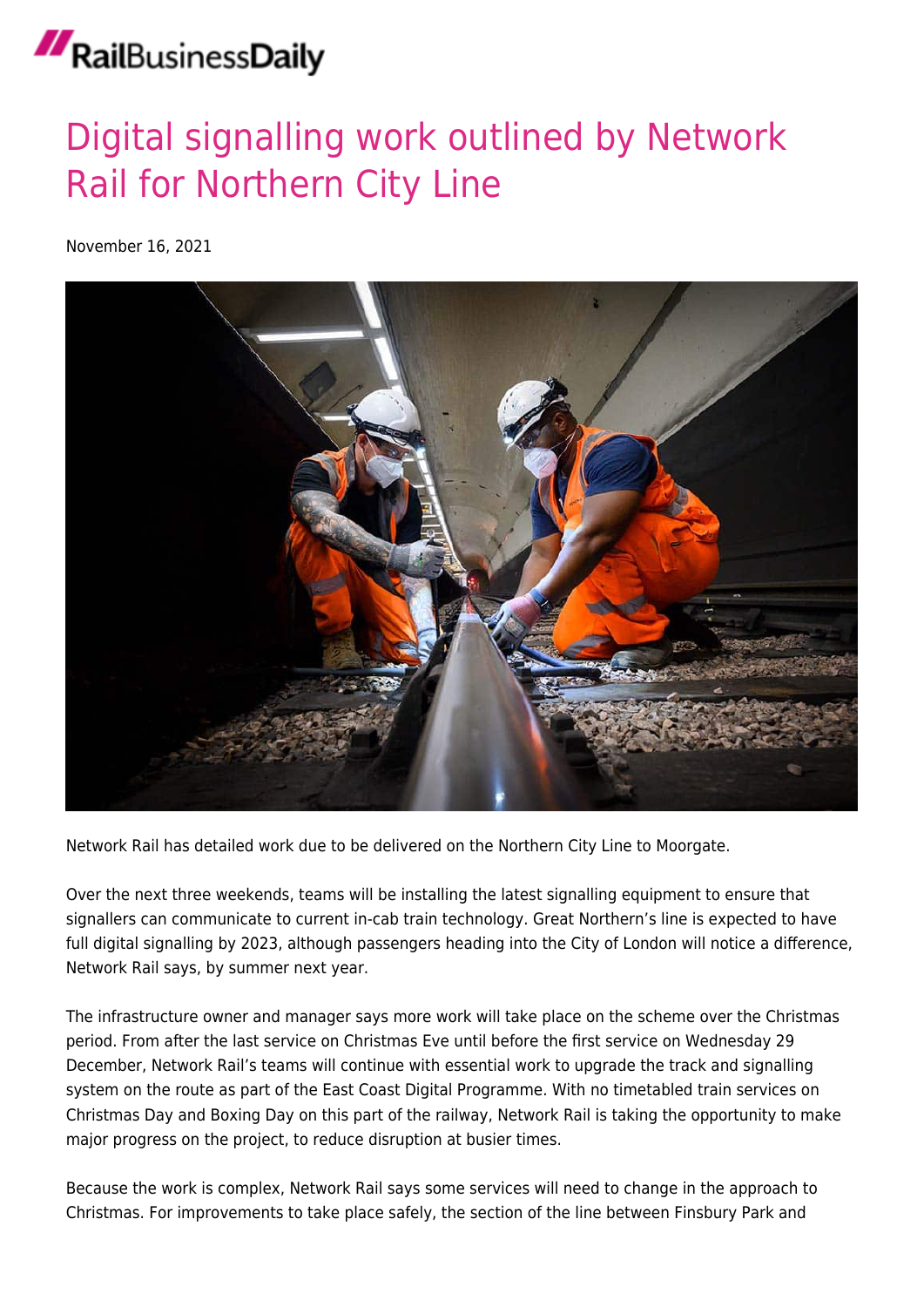RailBusinessDaily

# Digital signalling work outlined by Network Rail for Northern City Line

November 16, 2021

Network Rail has detailed work due to be delivered on the Northern City Line to Moorgate.

Over the next three weekends, teams will be installing the latest signalling equipment to ensure that signallers can communicate to current in-cab train technology. Great Northern's line is expected to have full digital signalling by 2023, although passengers heading into the City of London will notice a difference, Network Rail says, by summer next year.

The infrastructure owner and manager says more work will take place on the scheme over the Christmas period. From after the last service on Christmas Eve until before the first service on Wednesday 29 December, Network Rail's teams will continue with essential work to upgrade the track and signalling system on the route as part of the East Coast Digital Programme. With no timetabled train services on Christmas Day and Boxing Day on this part of the railway, Network Rail is taking the opportunity to make major progress on the project, to reduce disruption at busier times.

Because the work is complex, Network Rail says some services will need to change in the approach to Christmas. For improvements to take place safely, the section of the line between Finsbury Park and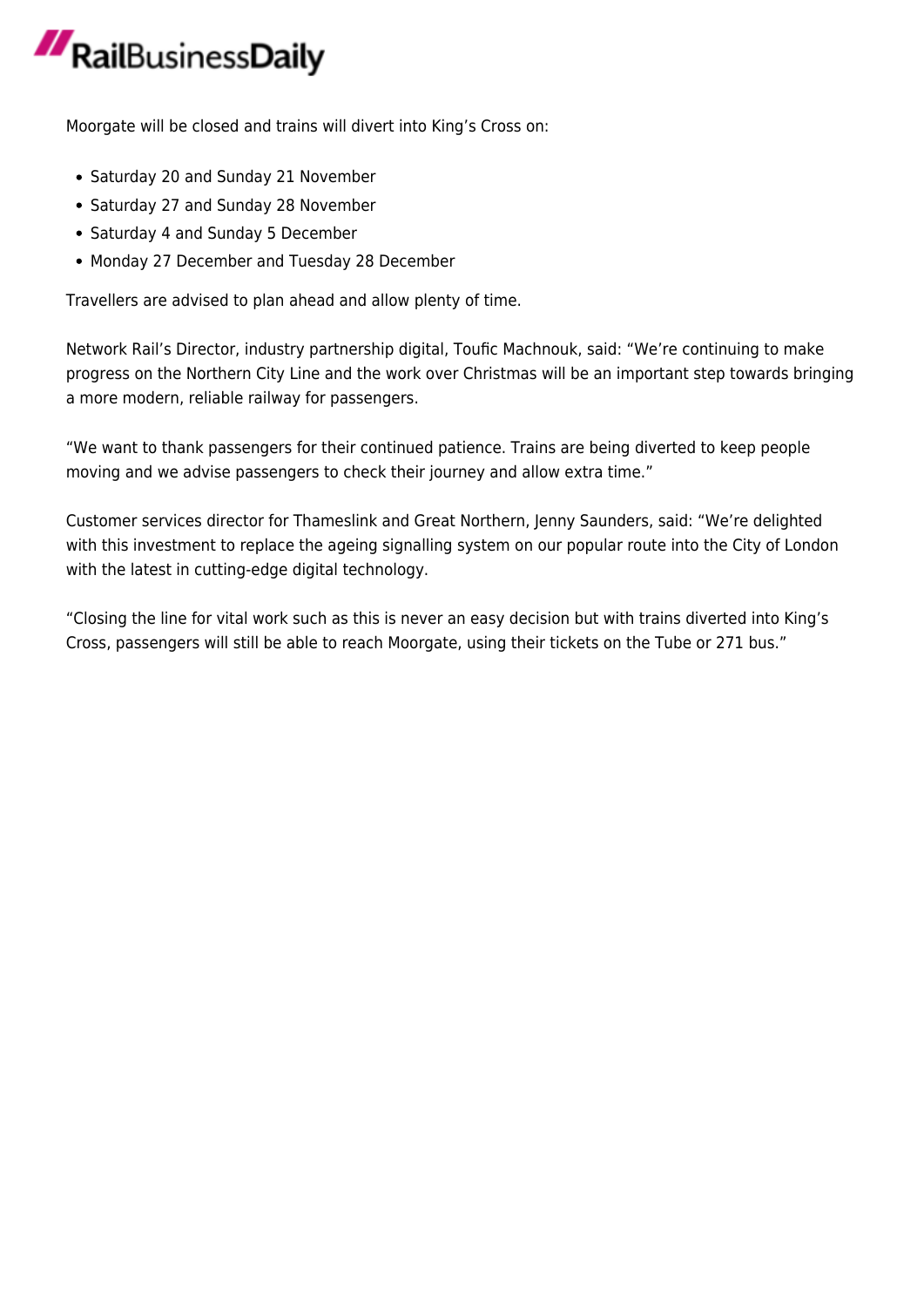Moorgate will be closed and trains will divert into King's Cross on:

- Saturday 20 and Sunday 21 November
- Saturday 27 and Sunday 28 November
- Saturday 4 and Sunday 5 December
- Monday 27 December and Tuesday 28 December

Travellers are advised to plan ahead and allow plenty of time.

Network Rail's Director, industry partnership digital, Toufic Machnouk, said: "We're continuing to make progress on the Northern City Line and the work over Christmas will be an important step towards bringing a more modern, reliable railway for passengers.

"We want to thank passengers for their continued patience. Trains are being diverted to keep people moving and we advise passengers to check their journey and allow extra time."

Customer services director for Thameslink and Great Northern, Jenny Saunders, said: "We're delighted with this investment to replace the ageing signalling system on our popular route into the City of London with the latest in cutting-edge digital technology.

"Closing the line for vital work such as this is never an easy decision but with trains diverted into King's Cross, passengers will still be able to reach Moorgate, using their tickets on the Tube or 271 bus."